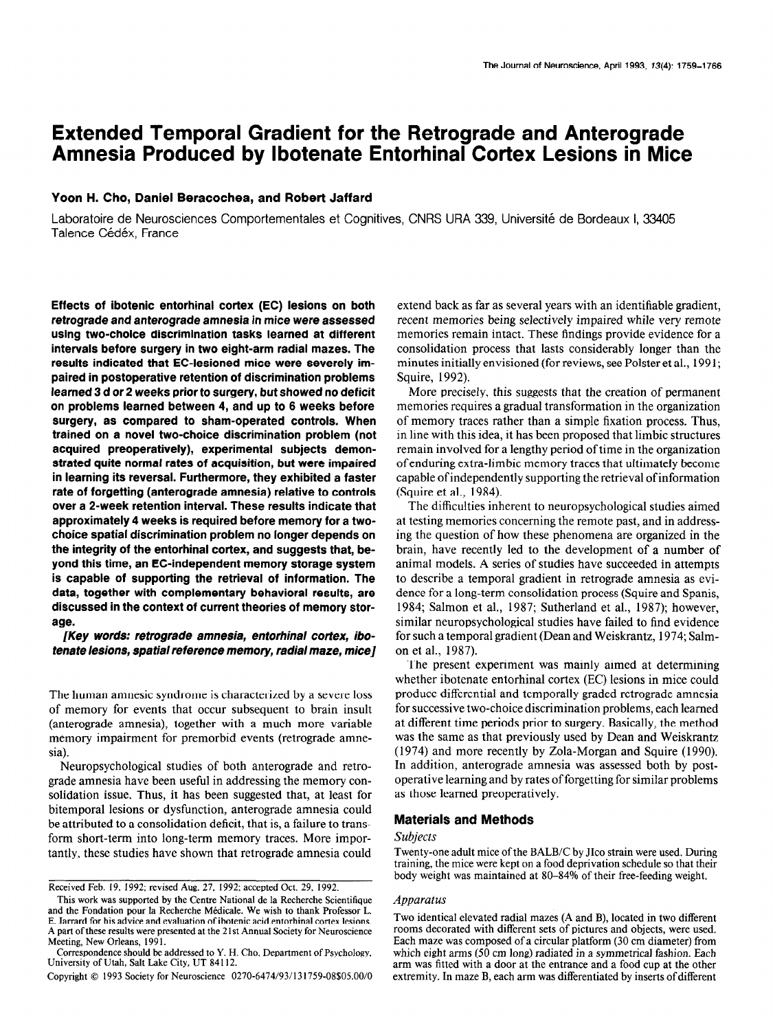# Extended Temporal Gradient for the Retrograde and Anterograde Amnesia Produced by Ibotenate Entorhinal Cortex Lesions in Mice

**Yoon H. Cho, Daniel Beracochea, and Robert Jaffard**

Laboratoire de Neurosciences Comportementales et Cognitives, CNRS URA 339, Université de Bordeaux I, 33405 Talence Cédéx, France

**Effects of ibotenic entorhinal cortex (EC) lesions on both retrograde and anterograde amnesia in mice were assessed using two-choice discrimination tasks learned at different intervals before surgery in two eight-arm radial mazes. The results indicated that EC-lesioned mice were severely impaired in postoperative retention of discrimination problems learned 3 d or 2 weeks prior to surgery, but showed no deficit on problems learned between 4, and up to 6 weeks before surgery, as compared to sham-operated controls. When trained on a novel two-choice discrimination problem (not acquired preoperatively), experimental subjects demonstrated quite normal rates of acquisition, but were impaired in learning its reversal. Furthermore, they exhibited a faster rate of forgetting (anterograde amnesia) relative to controls over a 2-week retention interval. These results indicate that approximately 4 weeks is required before memory for a two-choice spatial discrimination problem no longer depends on the integrity of the entorhinal cortex, and suggests that, beyond this time, an EC-independent memory storage system is capable of supporting the retrieval of information. The data, together with complementary behavioral results, are discussed in the context of current theories of memory storage.**

***[Key words: retrograde amnesia, entorhinal cortex, ibotenate lesions, spatial reference memory, radial maze, mice]***

The human amnesic syndrome is characterized by a severe loss of memory for events that occur subsequent to brain insult (anterograde amnesia), together with a much more variable memory impairment for premorbid events (retrograde amnesia).

Neuropsychological studies of both anterograde and retrograde amnesia have been useful in addressing the memory consolidation issue. Thus, it has been suggested that, at least for bitemporal lesions or dysfunction, anterograde amnesia could be attributed to a consolidation deficit, that is, a failure to transform short-term into long-term memory traces. More importantly, these studies have shown that retrograde amnesia could extend back as far as several years with an identifiable gradient, recent memories being selectively impaired while very remote memories remain intact. These findings provide evidence for a consolidation process that lasts considerably longer than the minutes initially envisioned (for reviews, see Polster et al., 1991; Squire, 1992).

More precisely, this suggests that the creation of permanent memories requires a gradual transformation in the organization of memory traces rather than a simple fixation process. Thus, in line with this idea, it has been proposed that limbic structures remain involved for a lengthy period of time in the organization of enduring extra-limbic memory traces that ultimately become capable of independently supporting the retrieval of information (Squire et al., 1984).

The difficulties inherent to neuropsychological studies aimed at testing memories concerning the remote past, and in addressing the question of how these phenomena are organized in the brain, have recently led to the development of a number of animal models. A series of studies have succeeded in attempts to describe a temporal gradient in retrograde amnesia as evidence for a long-term consolidation process (Squire and Spanis, 1984; Salmon et al., 1987; Sutherland et al., 1987); however, similar neuropsychological studies have failed to find evidence for such a temporal gradient (Dean and Weiskrantz, 1974; Salmon et al., 1987).

The present experiment was mainly aimed at determining whether ibotenate entorhinal cortex (EC) lesions in mice could produce differential and temporally graded retrograde amnesia for successive two-choice discrimination problems, each learned at different time periods prior to surgery. Basically, the method was the same as that previously used by Dean and Weiskrantz (1974) and more recently by Zola-Morgan and Squire (1990). In addition, anterograde amnesia was assessed both by postoperative learning and by rates of forgetting for similar problems as those learned preoperatively.

## Materials and Methods

### *Subjects*

Twenty-one adult mice of the BALB/C by JIco strain were used. During training, the mice were kept on a food deprivation schedule so that their body weight was maintained at 80–84% of their free-feeding weight.

### *Apparatus*

Two identical elevated radial mazes (A and B), located in two different rooms decorated with different sets of pictures and objects, were used. Each maze was composed of a circular platform (30 cm diameter) from which eight arms (50 cm long) radiated in a symmetrical fashion. Each arm was fitted with a door at the entrance and a food cup at the other extremity. In maze B, each arm was differentiated by inserts of different

Received Feb. 19, 1992; revised Aug. 27, 1992; accepted Oct. 29, 1992.

This work was supported by the Centre National de la Recherche Scientifique and the Fondation pour la Recherche Médicale. We wish to thank Professor L. E. Jarrard for his advice and evaluation of ibotenic acid entorhinal cortex lesions. A part of these results were presented at the 21st Annual Society for Neuroscience Meeting, New Orleans, 1991.

Correspondence should be addressed to Y. H. Cho, Department of Psychology, University of Utah, Salt Lake City, UT 84112.

Copyright © 1993 Society for Neuroscience 0270-6474/93/131759-08$05.00/0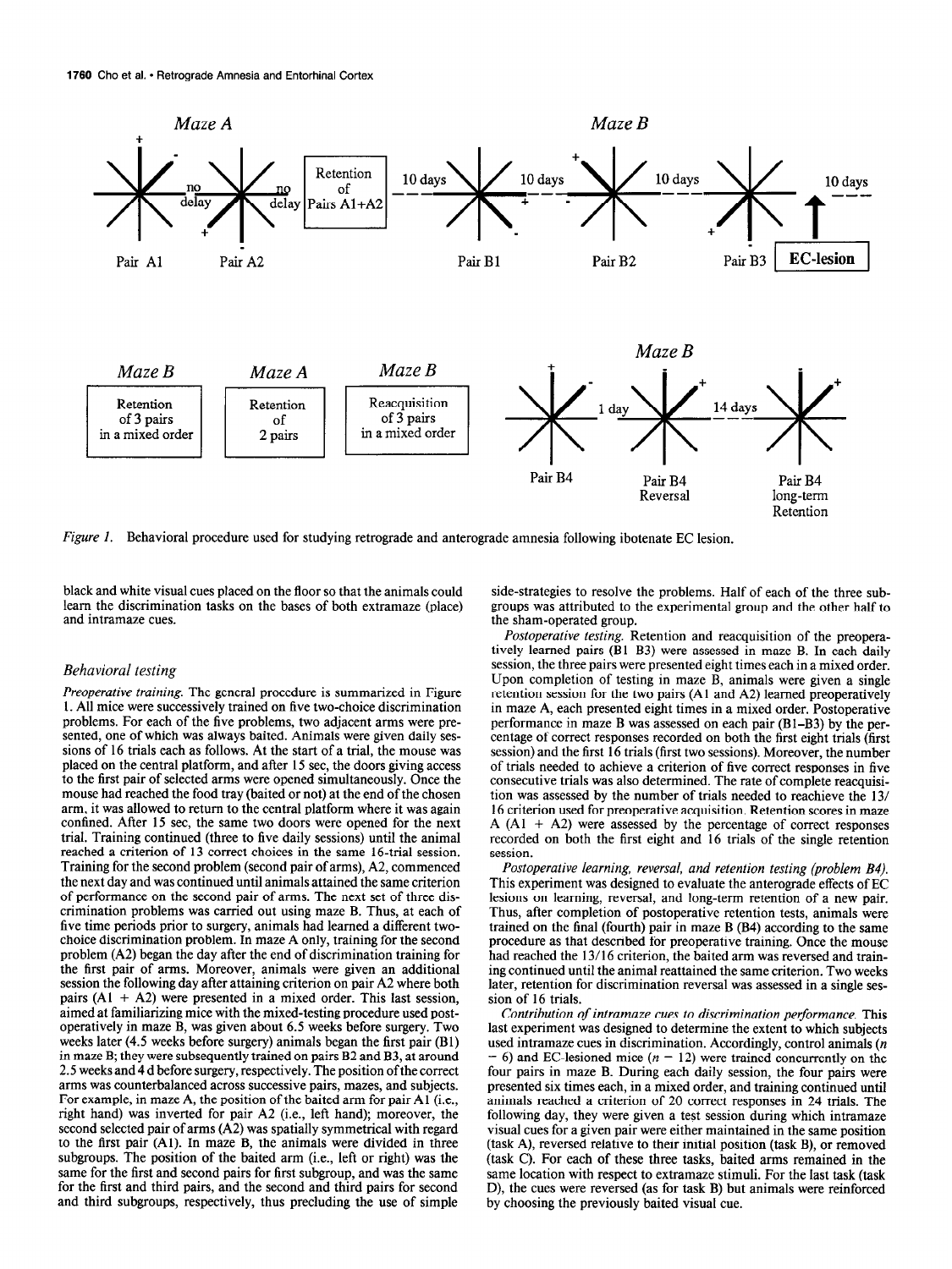Maze A

Pair A1

no delay

Pair A2

no delay

Retention of Pairs A1+A2

10 days

Maze B

Pair B1

10 days

Pair B2

10 days

Pair B3

EC-lesion

10 days

Maze B

Retention of 3 pairs in a mixed order

Maze A

Retention of 2 pairs

Maze B

Reacquisition of 3 pairs in a mixed order

Maze B

Pair B4

1 day

Pair B4 Reversal

14 days

Pair B4 long-term Retention

*Figure 1.* Behavioral procedure used for studying retrograde and anterograde amnesia following ibotenate EC lesion.

black and white visual cues placed on the floor so that the animals could learn the discrimination tasks on the bases of both extramaze (place) and intramaze cues.

### Behavioral testing

*Preoperative training.* The general procedure is summarized in Figure 1. All mice were successively trained on five two-choice discrimination problems. For each of the five problems, two adjacent arms were presented, one of which was always baited. Animals were given daily sessions of 16 trials each as follows. At the start of a trial, the mouse was placed on the central platform, and after 15 sec, the doors giving access to the first pair of selected arms were opened simultaneously. Once the mouse had reached the food tray (baited or not) at the end of the chosen arm, it was allowed to return to the central platform where it was again confined. After 15 sec, the same two doors were opened for the next trial. Training continued (three to five daily sessions) until the animal reached a criterion of 13 correct choices in the same 16-trial session. Training for the second problem (second pair of arms), A2, commenced the next day and was continued until animals attained the same criterion of performance on the second pair of arms. The next set of three discrimination problems was carried out using maze B. Thus, at each of five time periods prior to surgery, animals had learned a different two-choice discrimination problem. In maze A only, training for the second problem (A2) began the day after the end of discrimination training for the first pair of arms. Moreover, animals were given an additional session the following day after attaining criterion on pair A2 where both pairs (A1 + A2) were presented in a mixed order. This last session, aimed at familiarizing mice with the mixed-testing procedure used postoperatively in maze B, was given about 6.5 weeks before surgery. Two weeks later (4.5 weeks before surgery) animals began the first pair (B1) in maze B; they were subsequently trained on pairs B2 and B3, at around 2.5 weeks and 4 d before surgery, respectively. The position of the correct arms was counterbalanced across successive pairs, mazes, and subjects. For example, in maze A, the position of the baited arm for pair A1 (i.e., right hand) was inverted for pair A2 (i.e., left hand); moreover, the second selected pair of arms (A2) was spatially symmetrical with regard to the first pair (A1). In maze B, the animals were divided in three subgroups. The position of the baited arm (i.e., left or right) was the same for the first and second pairs for first subgroup, and was the same for the first and third pairs, and the second and third pairs for second and third subgroups, respectively, thus precluding the use of simple side-strategies to resolve the problems. Half of each of the three subgroups was attributed to the experimental group and the other half to the sham-operated group.

*Postoperative testing.* Retention and reacquisition of the preoperatively learned pairs (B1–B3) were assessed in maze B. In each daily session, the three pairs were presented eight times each in a mixed order. Upon completion of testing in maze B, animals were given a single retention session for the two pairs (A1 and A2) learned preoperatively in maze A, each presented eight times in a mixed order. Postoperative performance in maze B was assessed on each pair (B1–B3) by the percentage of correct responses recorded on both the first eight trials (first session) and the first 16 trials (first two sessions). Moreover, the number of trials needed to achieve a criterion of five correct responses in five consecutive trials was also determined. The rate of complete reacquisition was assessed by the number of trials needed to reachieve the 13/16 criterion used for preoperative acquisition. Retention scores in maze A (A1 + A2) were assessed by the percentage of correct responses recorded on both the first eight and 16 trials of the single retention session.

*Postoperative learning, reversal, and retention testing (problem B4).* This experiment was designed to evaluate the anterograde effects of EC lesions on learning, reversal, and long-term retention of a new pair. Thus, after completion of postoperative retention tests, animals were trained on the final (fourth) pair in maze B (B4) according to the same procedure as that described for preoperative training. Once the mouse had reached the 13/16 criterion, the baited arm was reversed and training continued until the animal reattained the same criterion. Two weeks later, retention for discrimination reversal was assessed in a single session of 16 trials.

*Contribution of intramaze cues to discrimination performance.* This last experiment was designed to determine the extent to which subjects used intramaze cues in discrimination. Accordingly, control animals ($n = 6$) and EC-lesioned mice ($n = 12$) were trained concurrently on the four pairs in maze B. During each daily session, the four pairs were presented six times each, in a mixed order, and training continued until animals reached a criterion of 20 correct responses in 24 trials. The following day, they were given a test session during which intramaze visual cues for a given pair were either maintained in the same position (task A), reversed relative to their initial position (task B), or removed (task C). For each of these three tasks, baited arms remained in the same location with respect to extramaze stimuli. For the last task (task D), the cues were reversed (as for task B) but animals were reinforced by choosing the previously baited visual cue.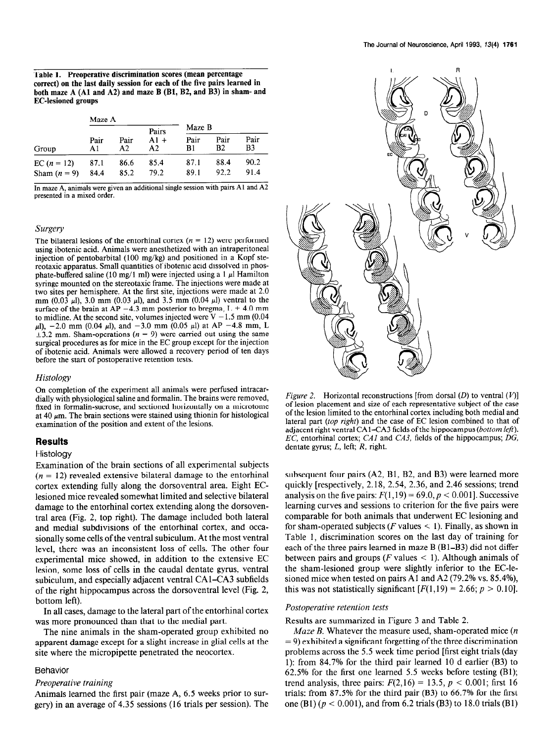**Table 1. Preoperative discrimination scores (mean percentage correct) on the last daily session for each of the five pairs learned in both maze A (A1 and A2) and maze B (B1, B2, and B3) in sham- and EC-lesioned groups**

| | Maze A | | | Maze B | | |
|---|---|---|---|---|---|---|
| Group | Pair A1 | Pair A2 | Pairs A1 + A2 | Pair B1 | Pair B2 | Pair B3 |
| EC ($n = 12$) | 87.1 | 86.6 | 85.4 | 87.1 | 88.4 | 90.2 |
| Sham ($n = 9$) | 84.4 | 85.2 | 79.2 | 89.1 | 92.2 | 91.4 |

In maze A, animals were given an additional single session with pairs A1 and A2 presented in a mixed order.

### Surgery

The bilateral lesions of the entorhinal cortex ($n = 12$) were performed using ibotenic acid. Animals were anesthetized with an intraperitoneal injection of pentobarbital (100 mg/kg) and positioned in a Kopf stereotaxic apparatus. Small quantities of ibotenic acid dissolved in phosphate-buffered saline (10 mg/1 ml) were injected using a 1 $\mu$l Hamilton syringe mounted on the stereotaxic frame. The injections were made at two sites per hemisphere. At the first site, injections were made at 2.0 mm (0.03 $\mu$l), 3.0 mm (0.03 $\mu$l), and 3.5 mm (0.04 $\mu$l) ventral to the surface of the brain at AP −4.3 mm posterior to bregma, L + 4.0 mm to midline. At the second site, volumes injected were V −1.5 mm (0.04 $\mu$l), −2.0 mm (0.04 $\mu$l), and −3.0 mm (0.05 $\mu$l) at AP −4.8 mm, L ±3.2 mm. Sham-operations ($n = 9$) were carried out using the same surgical procedures as for mice in the EC group except for the injection of ibotenic acid. Animals were allowed a recovery period of ten days before the start of postoperative retention tests.

### Histology

On completion of the experiment all animals were perfused intracardially with physiological saline and formalin. The brains were removed, fixed in formalin-sucrose, and sectioned horizontally on a microtome at 40 $\mu$m. The brain sections were stained using thionin for histological examination of the position and extent of the lesions.

## Results

### Histology

Examination of the brain sections of all experimental subjects ($n = 12$) revealed extensive bilateral damage to the entorhinal cortex extending fully along the dorsoventral area. Eight EC-lesioned mice revealed somewhat limited and selective bilateral damage to the entorhinal cortex extending along the dorsoventral area (Fig. 2, top right). The damage included both lateral and medial subdivisions of the entorhinal cortex, and occasionally some cells of the ventral subiculum. At the most ventral level, there was an inconsistent loss of cells. The other four experimental mice showed, in addition to the extensive EC lesion, some loss of cells in the caudal dentate gyrus, ventral subiculum, and especially adjacent ventral CA1–CA3 subfields of the right hippocampus across the dorsoventral level (Fig. 2, bottom left).

In all cases, damage to the lateral part of the entorhinal cortex was more pronounced than that to the medial part.

The nine animals in the sham-operated group exhibited no apparent damage except for a slight increase in glial cells at the site where the micropipette penetrated the neocortex.

### Behavior

#### Preoperative training

Animals learned the first pair (maze A, 6.5 weeks prior to surgery) in an average of 4.35 sessions (16 trials per session). The

L
R
D
CA3
CA1
DG
EC
V

*Figure 2.* Horizontal reconstructions [from dorsal (*D*) to ventral (*V*)] of lesion placement and size of each representative subject of the case of the lesion limited to the entorhinal cortex including both medial and lateral part (*top right*) and the case of EC lesion combined to that of adjacent right ventral CA1–CA3 fields of the hippocampus (*bottom left*). *EC*, entorhinal cortex; *CA1* and *CA3*, fields of the hippocampus; *DG*, dentate gyrus; *L*, left; *R*, right.

subsequent four pairs (A2, B1, B2, and B3) were learned more quickly [respectively, 2.18, 2.54, 2.36, and 2.46 sessions; trend analysis on the five pairs: $F(1,19) = 69.0, p < 0.001$]. Successive learning curves and sessions to criterion for the five pairs were comparable for both animals that underwent EC lesioning and for sham-operated subjects ($F$ values $< 1$). Finally, as shown in Table 1, discrimination scores on the last day of training for each of the three pairs learned in maze B (B1–B3) did not differ between pairs and groups ($F$ values $< 1$). Although animals of the sham-lesioned group were slightly inferior to the EC-lesioned mice when tested on pairs A1 and A2 (79.2% vs. 85.4%), this was not statistically significant [$F(1,19) = 2.66; p > 0.10$].

#### Postoperative retention tests

Results are summarized in Figure 3 and Table 2.

*Maze B.* Whatever the measure used, sham-operated mice ($n = 9$) exhibited a significant forgetting of the three discrimination problems across the 5.5 week time period [first eight trials (day 1): from 84.7% for the third pair learned 10 d earlier (B3) to 62.5% for the first one learned 5.5 weeks before testing (B1); trend analysis, three pairs: $F(2,16) = 13.5, p < 0.001$; first 16 trials: from 87.5% for the third pair (B3) to 66.7% for the first one (B1) ($p < 0.001$), and from 6.2 trials (B3) to 18.0 trials (B1)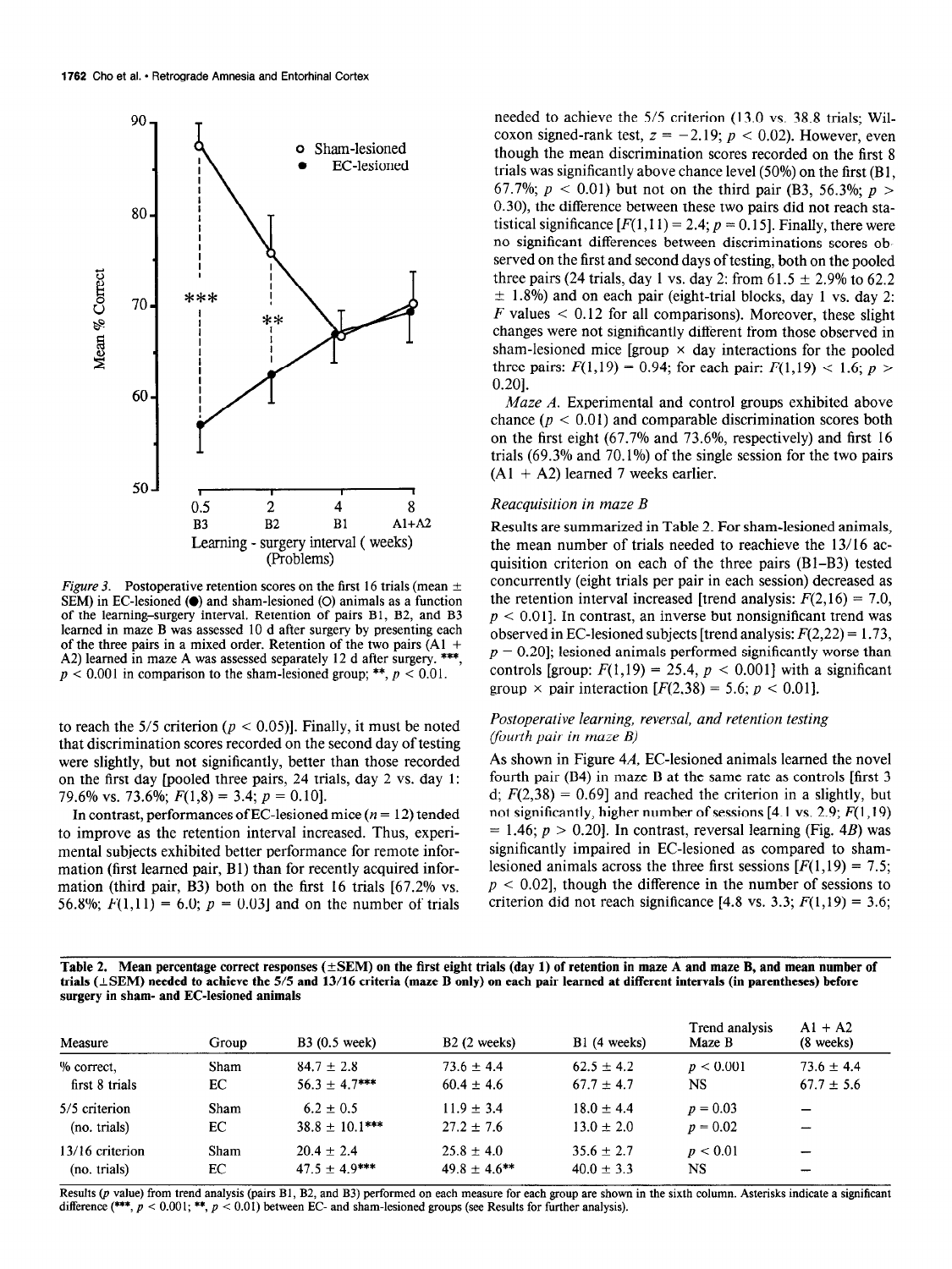90

80

70

60

50

Mean % Correct

o Sham-lesioned
● EC-lesioned

***
**

0.5 2 4 8
B3 B2 B1 A1+A2

Learning - surgery interval ( weeks)
(Problems)

*Figure 3.* Postoperative retention scores on the first 16 trials (mean ± SEM) in EC-lesioned (●) and sham-lesioned (○) animals as a function of the learning–surgery interval. Retention of pairs B1, B2, and B3 learned in maze B was assessed 10 d after surgery by presenting each of the three pairs in a mixed order. Retention of the two pairs (A1 + A2) learned in maze A was assessed separately 12 d after surgery. ***, $p < 0.001$ in comparison to the sham-lesioned group; **, $p < 0.01$.

to reach the 5/5 criterion ($p < 0.05$)]. Finally, it must be noted that discrimination scores recorded on the second day of testing were slightly, but not significantly, better than those recorded on the first day [pooled three pairs, 24 trials, day 2 vs. day 1: 79.6% vs. 73.6%; $F(1,8) = 3.4$; $p = 0.10$].

In contrast, performances of EC-lesioned mice ($n = 12$) tended to improve as the retention interval increased. Thus, experimental subjects exhibited better performance for remote information (first learned pair, B1) than for recently acquired information (third pair, B3) both on the first 16 trials [67.2% vs. 56.8%; $F(1,11) = 6.0$; $p = 0.03$] and on the number of trials needed to achieve the 5/5 criterion (13.0 vs. 38.8 trials; Wilcoxon signed-rank test, $z = -2.19$; $p < 0.02$). However, even though the mean discrimination scores recorded on the first 8 trials was significantly above chance level (50%) on the first (B1, 67.7%; $p < 0.01$) but not on the third pair (B3, 56.3%; $p > 0.30$), the difference between these two pairs did not reach statistical significance [$F(1,11) = 2.4$; $p = 0.15$]. Finally, there were no significant differences between discriminations scores observed on the first and second days of testing, both on the pooled three pairs (24 trials, day 1 vs. day 2: from 61.5 ± 2.9% to 62.2 ± 1.8%) and on each pair (eight-trial blocks, day 1 vs. day 2: $F$ values $< 0.12$ for all comparisons). Moreover, these slight changes were not significantly different from those observed in sham-lesioned mice [group × day interactions for the pooled three pairs: $F(1,19) = 0.94$; for each pair: $F(1,19) < 1.6$; $p > 0.20$].

*Maze A.* Experimental and control groups exhibited above chance ($p < 0.01$) and comparable discrimination scores both on the first eight (67.7% and 73.6%, respectively) and first 16 trials (69.3% and 70.1%) of the single session for the two pairs (A1 + A2) learned 7 weeks earlier.

### *Reacquisition in maze B*

Results are summarized in Table 2. For sham-lesioned animals, the mean number of trials needed to reachieve the 13/16 acquisition criterion on each of the three pairs (B1–B3) tested concurrently (eight trials per pair in each session) decreased as the retention interval increased [trend analysis: $F(2,16) = 7.0$, $p < 0.01$]. In contrast, an inverse but nonsignificant trend was observed in EC-lesioned subjects [trend analysis: $F(2,22) = 1.73$, $p = 0.20$]; lesioned animals performed significantly worse than controls [group: $F(1,19) = 25.4$, $p < 0.001$] with a significant group × pair interaction [$F(2,38) = 5.6$; $p < 0.01$].

### *Postoperative learning, reversal, and retention testing (fourth pair in maze B)*

As shown in Figure 4*A*, EC-lesioned animals learned the novel fourth pair (B4) in maze B at the same rate as controls [first 3 d; $F(2,38) = 0.69$] and reached the criterion in a slightly, but not significantly, higher number of sessions [4.1 vs. 2.9; $F(1,19) = 1.46$; $p > 0.20$]. In contrast, reversal learning (Fig. 4*B*) was significantly impaired in EC-lesioned as compared to sham-lesioned animals across the three first sessions [$F(1,19) = 7.5$; $p < 0.02$], though the difference in the number of sessions to criterion did not reach significance [4.8 vs. 3.3; $F(1,19) = 3.6$;

**Table 2. Mean percentage correct responses (±SEM) on the first eight trials (day 1) of retention in maze A and maze B, and mean number of trials (±SEM) needed to achieve the 5/5 and 13/16 criteria (maze B only) on each pair learned at different intervals (in parentheses) before surgery in sham- and EC-lesioned animals**

| Measure | Group | B3 (0.5 week) | B2 (2 weeks) | B1 (4 weeks) | Trend analysis Maze B | A1 + A2 (8 weeks) |
|---|---|---|---|---|---|---|
| % correct, | Sham | 84.7 ± 2.8 | 73.6 ± 4.4 | 62.5 ± 4.2 | $p < 0.001$ | 73.6 ± 4.4 |
| first 8 trials | EC | 56.3 ± 4.7*** | 60.4 ± 4.6 | 67.7 ± 4.7 | NS | 67.7 ± 5.6 |
| 5/5 criterion | Sham | 6.2 ± 0.5 | 11.9 ± 3.4 | 18.0 ± 4.4 | $p = 0.03$ | – |
| (no. trials) | EC | 38.8 ± 10.1*** | 27.2 ± 7.6 | 13.0 ± 2.0 | $p = 0.02$ | – |
| 13/16 criterion | Sham | 20.4 ± 2.4 | 25.8 ± 4.0 | 35.6 ± 2.7 | $p < 0.01$ | – |
| (no. trials) | EC | 47.5 ± 4.9*** | 49.8 ± 4.6** | 40.0 ± 3.3 | NS | – |

Results ($p$ value) from trend analysis (pairs B1, B2, and B3) performed on each measure for each group are shown in the sixth column. Asterisks indicate a significant difference (***, $p < 0.001$; **, $p < 0.01$) between EC- and sham-lesioned groups (see Results for further analysis).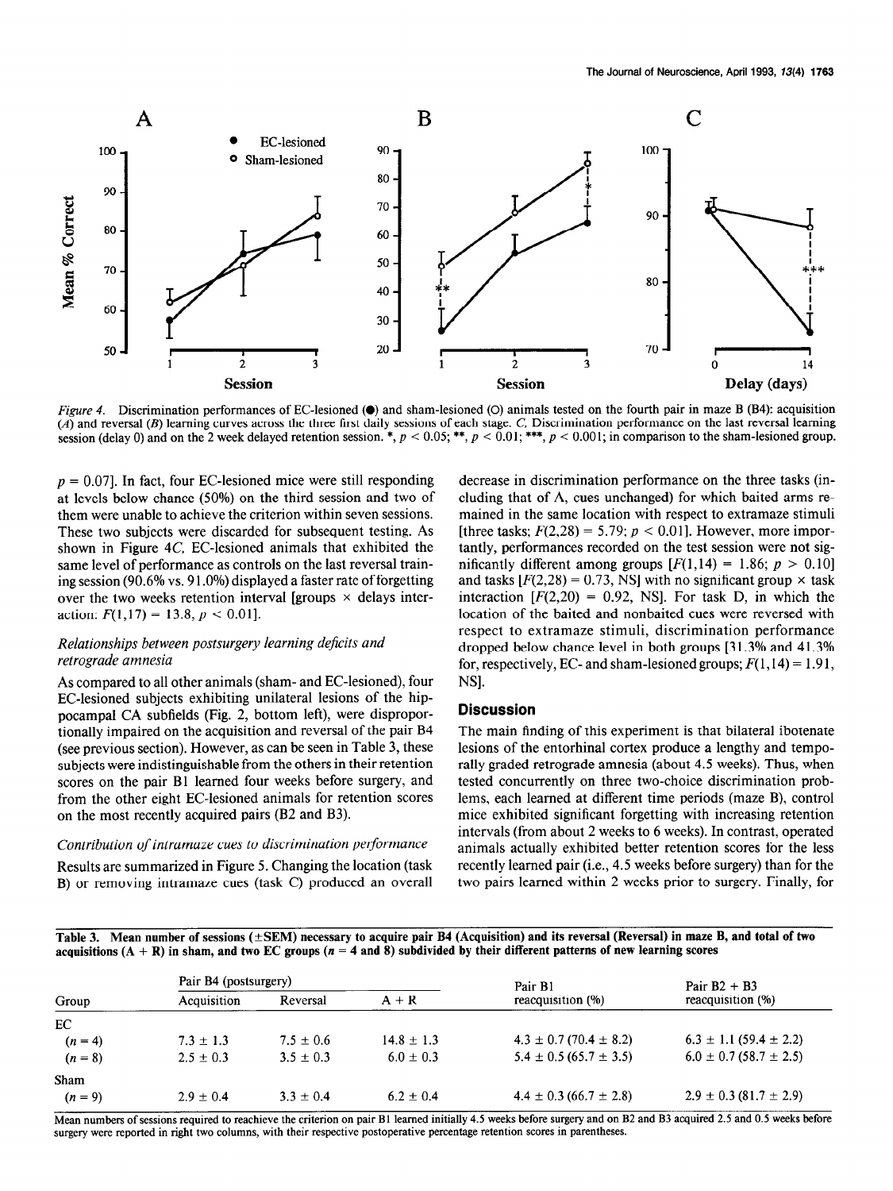Figure 4. Discrimination performances of EC-lesioned (●) and sham-lesioned (○) animals tested on the fourth pair in maze B (B4): acquisition (A) and reversal (B) learning curves across the three first daily sessions of each stage. C, Discrimination performance on the last reversal learning session (delay 0) and on the 2 week delayed retention session. *, $p < 0.05$; **, $p < 0.01$; ***, $p < 0.001$; in comparison to the sham-lesioned group.

$p = 0.07$]. In fact, four EC-lesioned mice were still responding at levels below chance (50%) on the third session and two of them were unable to achieve the criterion within seven sessions. These two subjects were discarded for subsequent testing. As shown in Figure 4C, EC-lesioned animals that exhibited the same level of performance as controls on the last reversal training session (90.6% vs. 91.0%) displayed a faster rate of forgetting over the two weeks retention interval [groups × delays interaction: $F(1,17) = 13.8$, $p < 0.01$].

### Relationships between postsurgery learning deficits and retrograde amnesia

As compared to all other animals (sham- and EC-lesioned), four EC-lesioned subjects exhibiting unilateral lesions of the hippocampal CA subfields (Fig. 2, bottom left), were disproportionally impaired on the acquisition and reversal of the pair B4 (see previous section). However, as can be seen in Table 3, these subjects were indistinguishable from the others in their retention scores on the pair B1 learned four weeks before surgery, and from the other eight EC-lesioned animals for retention scores on the most recently acquired pairs (B2 and B3).

### Contribution of intramaze cues to discrimination performance

Results are summarized in Figure 5. Changing the location (task B) or removing intramaze cues (task C) produced an overall decrease in discrimination performance on the three tasks (including that of A, cues unchanged) for which baited arms remained in the same location with respect to extramaze stimuli [three tasks; $F(2,28) = 5.79$; $p < 0.01$]. However, more importantly, performances recorded on the test session were not significantly different among groups [$F(1,14) = 1.86$; $p > 0.10$] and tasks [$F(2,28) = 0.73$, NS] with no significant group × task interaction [$F(2,20) = 0.92$, NS]. For task D, in which the location of the baited and nonbaited cues were reversed with respect to extramaze stimuli, discrimination performance dropped below chance level in both groups [31.3% and 41.3% for, respectively, EC- and sham-lesioned groups; $F(1,14) = 1.91$, NS].

## Discussion

The main finding of this experiment is that bilateral ibotenate lesions of the entorhinal cortex produce a lengthy and temporally graded retrograde amnesia (about 4.5 weeks). Thus, when tested concurrently on three two-choice discrimination problems, each learned at different time periods (maze B), control mice exhibited significant forgetting with increasing retention intervals (from about 2 weeks to 6 weeks). In contrast, operated animals actually exhibited better retention scores for the less recently learned pair (i.e., 4.5 weeks before surgery) than for the two pairs learned within 2 weeks prior to surgery. Finally, for

**Table 3. Mean number of sessions (±SEM) necessary to acquire pair B4 (Acquisition) and its reversal (Reversal) in maze B, and total of two acquisitions (A + R) in sham, and two EC groups (n = 4 and 8) subdivided by their different patterns of new learning scores**

| Group | Pair B4 (postsurgery) | | | Pair B1 | Pair B2 + B3 |
|---|---|---|---|---|---|
| | Acquisition | Reversal | A + R | reacquisition (%) | reacquisition (%) |
| EC | | | | | |
| (n = 4) | 7.3 ± 1.3 | 7.5 ± 0.6 | 14.8 ± 1.3 | 4.3 ± 0.7 (70.4 ± 8.2) | 6.3 ± 1.1 (59.4 ± 2.2) |
| (n = 8) | 2.5 ± 0.3 | 3.5 ± 0.3 | 6.0 ± 0.3 | 5.4 ± 0.5 (65.7 ± 3.5) | 6.0 ± 0.7 (58.7 ± 2.5) |
| Sham | | | | | |
| (n = 9) | 2.9 ± 0.4 | 3.3 ± 0.4 | 6.2 ± 0.4 | 4.4 ± 0.3 (66.7 ± 2.8) | 2.9 ± 0.3 (81.7 ± 2.9) |

Mean numbers of sessions required to reachieve the criterion on pair B1 learned initially 4.5 weeks before surgery and on B2 and B3 acquired 2.5 and 0.5 weeks before surgery were reported in right two columns, with their respective postoperative percentage retention scores in parentheses.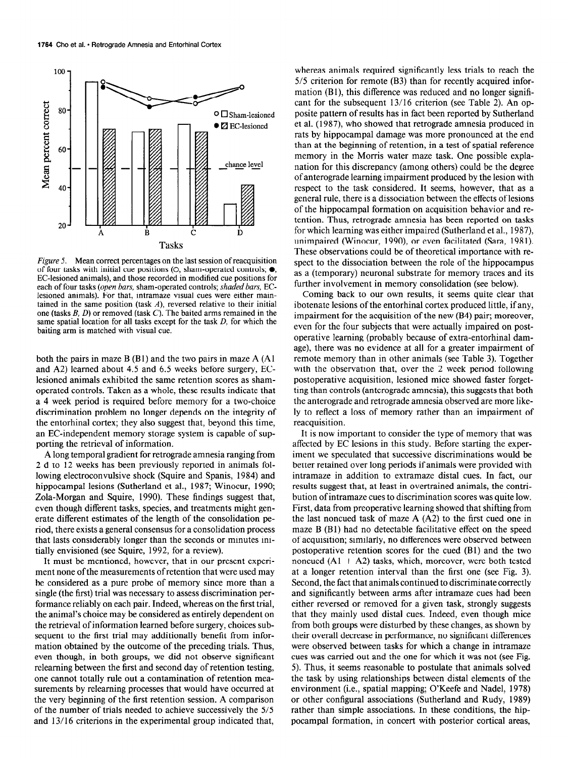100

80

60

40

20

Mean percent correct

○ □ Sham-lesioned

● ▨ EC-lesioned

chance level

A B C D

Tasks

*Figure 5.* Mean correct percentages on the last session of reacquisition of four tasks with initial cue positions (○, sham-operated controls; ●, EC-lesioned animals), and those recorded in modified cue positions for each of four tasks (*open bars*, sham-operated controls; *shaded bars*, EC-lesioned animals). For that, intramaze visual cues were either maintained in the same position (task *A*), reversed relative to their initial one (tasks *B*, *D*) or removed (task *C*). The baited arms remained in the same spatial location for all tasks except for the task *D*, for which the baiting arm is matched with visual cue.

both the pairs in maze B (B1) and the two pairs in maze A (A1 and A2) learned about 4.5 and 6.5 weeks before surgery, EC-lesioned animals exhibited the same retention scores as sham-operated controls. Taken as a whole, these results indicate that a 4 week period is required before memory for a two-choice discrimination problem no longer depends on the integrity of the entorhinal cortex; they also suggest that, beyond this time, an EC-independent memory storage system is capable of supporting the retrieval of information.

A long temporal gradient for retrograde amnesia ranging from 2 d to 12 weeks has been previously reported in animals following electroconvulsive shock (Squire and Spanis, 1984) and hippocampal lesions (Sutherland et al., 1987; Winocur, 1990; Zola-Morgan and Squire, 1990). These findings suggest that, even though different tasks, species, and treatments might generate different estimates of the length of the consolidation period, there exists a general consensus for a consolidation process that lasts considerably longer than the seconds or minutes initially envisioned (see Squire, 1992, for a review).

It must be mentioned, however, that in our present experiment none of the measurements of retention that were used may be considered as a pure probe of memory since more than a single (the first) trial was necessary to assess discrimination performance reliably on each pair. Indeed, whereas on the first trial, the animal's choice may be considered as entirely dependent on the retrieval of information learned before surgery, choices subsequent to the first trial may additionally benefit from information obtained by the outcome of the preceding trials. Thus, even though, in both groups, we did not observe significant relearning between the first and second day of retention testing, one cannot totally rule out a contamination of retention measurements by relearning processes that would have occurred at the very beginning of the first retention session. A comparison of the number of trials needed to achieve successively the 5/5 and 13/16 criterions in the experimental group indicated that, whereas animals required significantly less trials to reach the 5/5 criterion for remote (B3) than for recently acquired information (B1), this difference was reduced and no longer significant for the subsequent 13/16 criterion (see Table 2). An opposite pattern of results has in fact been reported by Sutherland et al. (1987), who showed that retrograde amnesia produced in rats by hippocampal damage was more pronounced at the end than at the beginning of retention, in a test of spatial reference memory in the Morris water maze task. One possible explanation for this discrepancy (among others) could be the degree of anterograde learning impairment produced by the lesion with respect to the task considered. It seems, however, that as a general rule, there is a dissociation between the effects of lesions of the hippocampal formation on acquisition behavior and retention. Thus, retrograde amnesia has been reported on tasks for which learning was either impaired (Sutherland et al., 1987), unimpaired (Winocur, 1990), or even facilitated (Sara, 1981). These observations could be of theoretical importance with respect to the dissociation between the role of the hippocampus as a (temporary) neuronal substrate for memory traces and its further involvement in memory consolidation (see below).

Coming back to our own results, it seems quite clear that ibotenate lesions of the entorhinal cortex produced little, if any, impairment for the acquisition of the new (B4) pair; moreover, even for the four subjects that were actually impaired on postoperative learning (probably because of extra-entorhinal damage), there was no evidence at all for a greater impairment of remote memory than in other animals (see Table 3). Together with the observation that, over the 2 week period following postoperative acquisition, lesioned mice showed faster forgetting than controls (anterograde amnesia), this suggests that both the anterograde and retrograde amnesia observed are more likely to reflect a loss of memory rather than an impairment of reacquisition.

It is now important to consider the type of memory that was affected by EC lesions in this study. Before starting the experiment we speculated that successive discriminations would be better retained over long periods if animals were provided with intramaze in addition to extramaze distal cues. In fact, our results suggest that, at least in overtrained animals, the contribution of intramaze cues to discrimination scores was quite low. First, data from preoperative learning showed that shifting from the last noncued task of maze A (A2) to the first cued one in maze B (B1) had no detectable facilitative effect on the speed of acquisition; similarly, no differences were observed between postoperative retention scores for the cued (B1) and the two noncued (A1 + A2) tasks, which, moreover, were both tested at a longer retention interval than the first one (see Fig. 3). Second, the fact that animals continued to discriminate correctly and significantly between arms after intramaze cues had been either reversed or removed for a given task, strongly suggests that they mainly used distal cues. Indeed, even though mice from both groups were disturbed by these changes, as shown by their overall decrease in performance, no significant differences were observed between tasks for which a change in intramaze cues was carried out and the one for which it was not (see Fig. 5). Thus, it seems reasonable to postulate that animals solved the task by using relationships between distal elements of the environment (i.e., spatial mapping; O'Keefe and Nadel, 1978) or other configural associations (Sutherland and Rudy, 1989) rather than simple associations. In these conditions, the hippocampal formation, in concert with posterior cortical areas,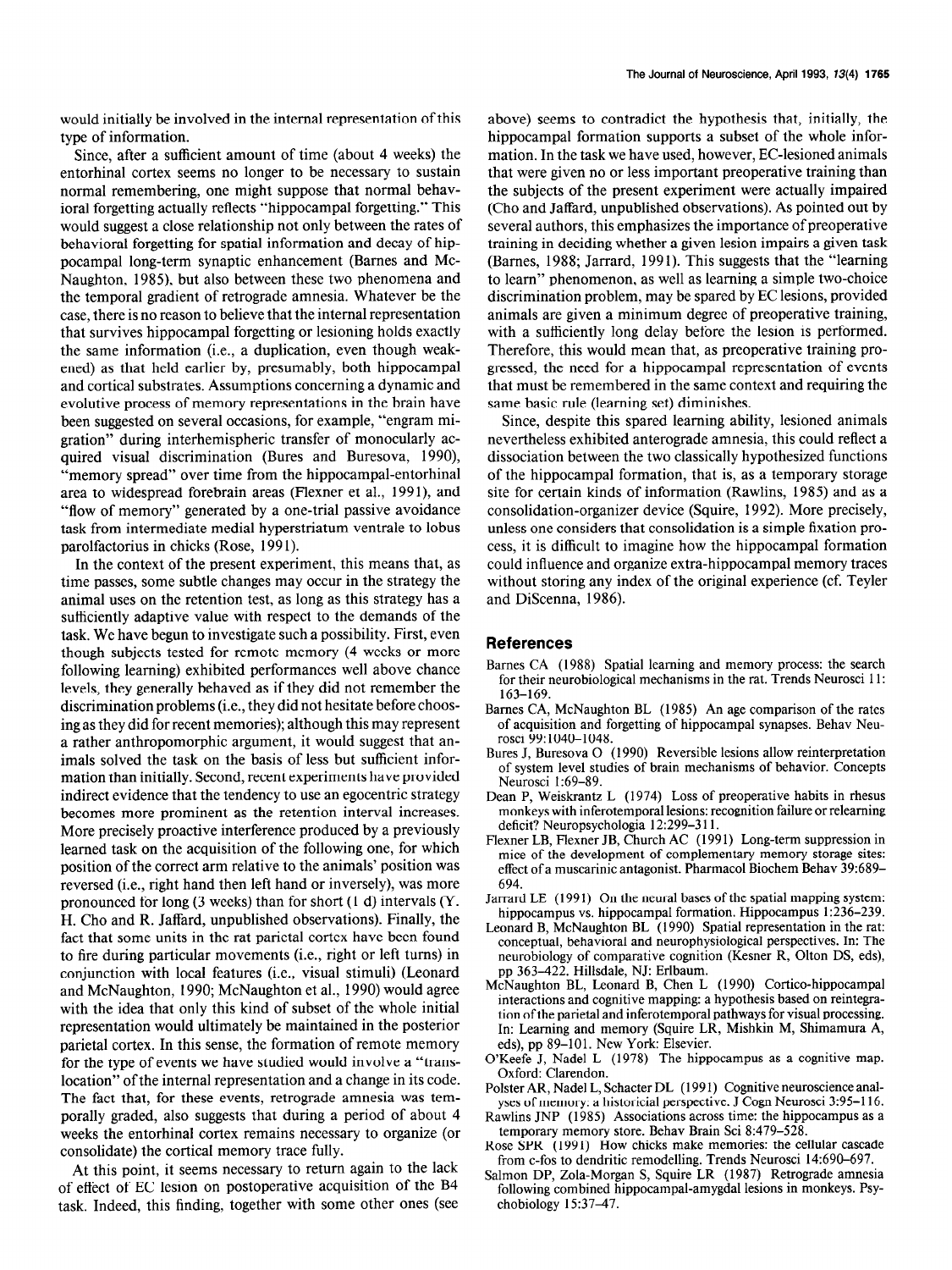would initially be involved in the internal representation of this type of information.

Since, after a sufficient amount of time (about 4 weeks) the entorhinal cortex seems no longer to be necessary to sustain normal remembering, one might suppose that normal behavioral forgetting actually reflects "hippocampal forgetting." This would suggest a close relationship not only between the rates of behavioral forgetting for spatial information and decay of hippocampal long-term synaptic enhancement (Barnes and McNaughton, 1985), but also between these two phenomena and the temporal gradient of retrograde amnesia. Whatever be the case, there is no reason to believe that the internal representation that survives hippocampal forgetting or lesioning holds exactly the same information (i.e., a duplication, even though weakened) as that held earlier by, presumably, both hippocampal and cortical substrates. Assumptions concerning a dynamic and evolutive process of memory representations in the brain have been suggested on several occasions, for example, "engram migration" during interhemispheric transfer of monocularly acquired visual discrimination (Bures and Buresova, 1990), "memory spread" over time from the hippocampal-entorhinal area to widespread forebrain areas (Flexner et al., 1991), and "flow of memory" generated by a one-trial passive avoidance task from intermediate medial hyperstriatum ventrale to lobus parolfactorius in chicks (Rose, 1991).

In the context of the present experiment, this means that, as time passes, some subtle changes may occur in the strategy the animal uses on the retention test, as long as this strategy has a sufficiently adaptive value with respect to the demands of the task. We have begun to investigate such a possibility. First, even though subjects tested for remote memory (4 weeks or more following learning) exhibited performances well above chance levels, they generally behaved as if they did not remember the discrimination problems (i.e., they did not hesitate before choosing as they did for recent memories); although this may represent a rather anthropomorphic argument, it would suggest that animals solved the task on the basis of less but sufficient information than initially. Second, recent experiments have provided indirect evidence that the tendency to use an egocentric strategy becomes more prominent as the retention interval increases. More precisely proactive interference produced by a previously learned task on the acquisition of the following one, for which position of the correct arm relative to the animals' position was reversed (i.e., right hand then left hand or inversely), was more pronounced for long (3 weeks) than for short (1 d) intervals (Y. H. Cho and R. Jaffard, unpublished observations). Finally, the fact that some units in the rat parietal cortex have been found to fire during particular movements (i.e., right or left turns) in conjunction with local features (i.e., visual stimuli) (Leonard and McNaughton, 1990; McNaughton et al., 1990) would agree with the idea that only this kind of subset of the whole initial representation would ultimately be maintained in the posterior parietal cortex. In this sense, the formation of remote memory for the type of events we have studied would involve a "translocation" of the internal representation and a change in its code. The fact that, for these events, retrograde amnesia was temporally graded, also suggests that during a period of about 4 weeks the entorhinal cortex remains necessary to organize (or consolidate) the cortical memory trace fully.

At this point, it seems necessary to return again to the lack of effect of EC lesion on postoperative acquisition of the B4 task. Indeed, this finding, together with some other ones (see above) seems to contradict the hypothesis that, initially, the hippocampal formation supports a subset of the whole information. In the task we have used, however, EC-lesioned animals that were given no or less important preoperative training than the subjects of the present experiment were actually impaired (Cho and Jaffard, unpublished observations). As pointed out by several authors, this emphasizes the importance of preoperative training in deciding whether a given lesion impairs a given task (Barnes, 1988; Jarrard, 1991). This suggests that the "learning to learn" phenomenon, as well as learning a simple two-choice discrimination problem, may be spared by EC lesions, provided animals are given a minimum degree of preoperative training, with a sufficiently long delay before the lesion is performed. Therefore, this would mean that, as preoperative training progressed, the need for a hippocampal representation of events that must be remembered in the same context and requiring the same basic rule (learning set) diminishes.

Since, despite this spared learning ability, lesioned animals nevertheless exhibited anterograde amnesia, this could reflect a dissociation between the two classically hypothesized functions of the hippocampal formation, that is, as a temporary storage site for certain kinds of information (Rawlins, 1985) and as a consolidation-organizer device (Squire, 1992). More precisely, unless one considers that consolidation is a simple fixation process, it is difficult to imagine how the hippocampal formation could influence and organize extra-hippocampal memory traces without storing any index of the original experience (cf. Teyler and DiScenna, 1986).

## References

Barnes CA (1988) Spatial learning and memory process: the search for their neurobiological mechanisms in the rat. Trends Neurosci 11:163–169.

Barnes CA, McNaughton BL (1985) An age comparison of the rates of acquisition and forgetting of hippocampal synapses. Behav Neurosci 99:1040–1048.

Bures J, Buresova O (1990) Reversible lesions allow reinterpretation of system level studies of brain mechanisms of behavior. Concepts Neurosci 1:69–89.

Dean P, Weiskrantz L (1974) Loss of preoperative habits in rhesus monkeys with inferotemporal lesions: recognition failure or relearning deficit? Neuropsychologia 12:299–311.

Flexner LB, Flexner JB, Church AC (1991) Long-term suppression in mice of the development of complementary memory storage sites: effect of a muscarinic antagonist. Pharmacol Biochem Behav 39:689–694.

Jarrard LE (1991) On the neural bases of the spatial mapping system: hippocampus vs. hippocampal formation. Hippocampus 1:236–239.

Leonard B, McNaughton BL (1990) Spatial representation in the rat: conceptual, behavioral and neurophysiological perspectives. In: The neurobiology of comparative cognition (Kesner R, Olton DS, eds), pp 363–422. Hillsdale, NJ: Erlbaum.

McNaughton BL, Leonard B, Chen L (1990) Cortico-hippocampal interactions and cognitive mapping: a hypothesis based on reintegration of the parietal and inferotemporal pathways for visual processing. In: Learning and memory (Squire LR, Mishkin M, Shimamura A, eds), pp 89–101. New York: Elsevier.

O'Keefe J, Nadel L (1978) The hippocampus as a cognitive map. Oxford: Clarendon.

Polster AR, Nadel L, Schacter DL (1991) Cognitive neuroscience analyses of memory: a historicial perspective. J Cogn Neurosci 3:95–116.

Rawlins JNP (1985) Associations across time: the hippocampus as a temporary memory store. Behav Brain Sci 8:479–528.

Rose SPR (1991) How chicks make memories: the cellular cascade from c-fos to dendritic remodelling. Trends Neurosci 14:690–697.

Salmon DP, Zola-Morgan S, Squire LR (1987) Retrograde amnesia following combined hippocampal-amygdal lesions in monkeys. Psychobiology 15:37–47.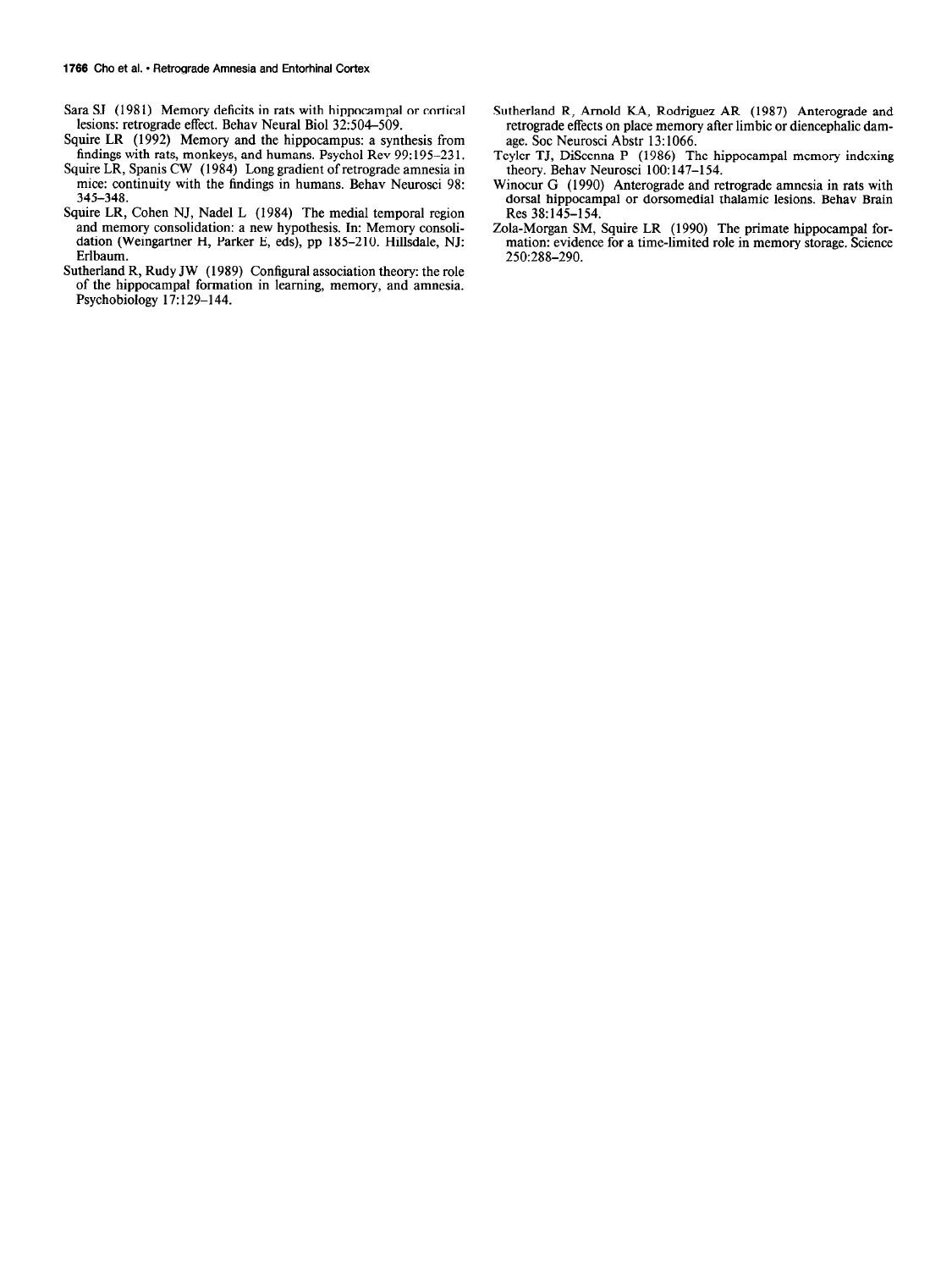Sara SJ (1981) Memory deficits in rats with hippocampal or cortical lesions: retrograde effect. Behav Neural Biol 32:504–509.

Squire LR (1992) Memory and the hippocampus: a synthesis from findings with rats, monkeys, and humans. Psychol Rev 99:195–231.

Squire LR, Spanis CW (1984) Long gradient of retrograde amnesia in mice: continuity with the findings in humans. Behav Neurosci 98: 345–348.

Squire LR, Cohen NJ, Nadel L (1984) The medial temporal region and memory consolidation: a new hypothesis. In: Memory consolidation (Weingartner H, Parker E, eds), pp 185–210. Hillsdale, NJ: Erlbaum.

Sutherland R, Rudy JW (1989) Configural association theory: the role of the hippocampal formation in learning, memory, and amnesia. Psychobiology 17:129–144.

Sutherland R, Arnold KA, Rodriguez AR (1987) Anterograde and retrograde effects on place memory after limbic or diencephalic damage. Soc Neurosci Abstr 13:1066.

Teyler TJ, DiScenna P (1986) The hippocampal memory indexing theory. Behav Neurosci 100:147–154.

Winocur G (1990) Anterograde and retrograde amnesia in rats with dorsal hippocampal or dorsomedial thalamic lesions. Behav Brain Res 38:145–154.

Zola-Morgan SM, Squire LR (1990) The primate hippocampal formation: evidence for a time-limited role in memory storage. Science 250:288–290.